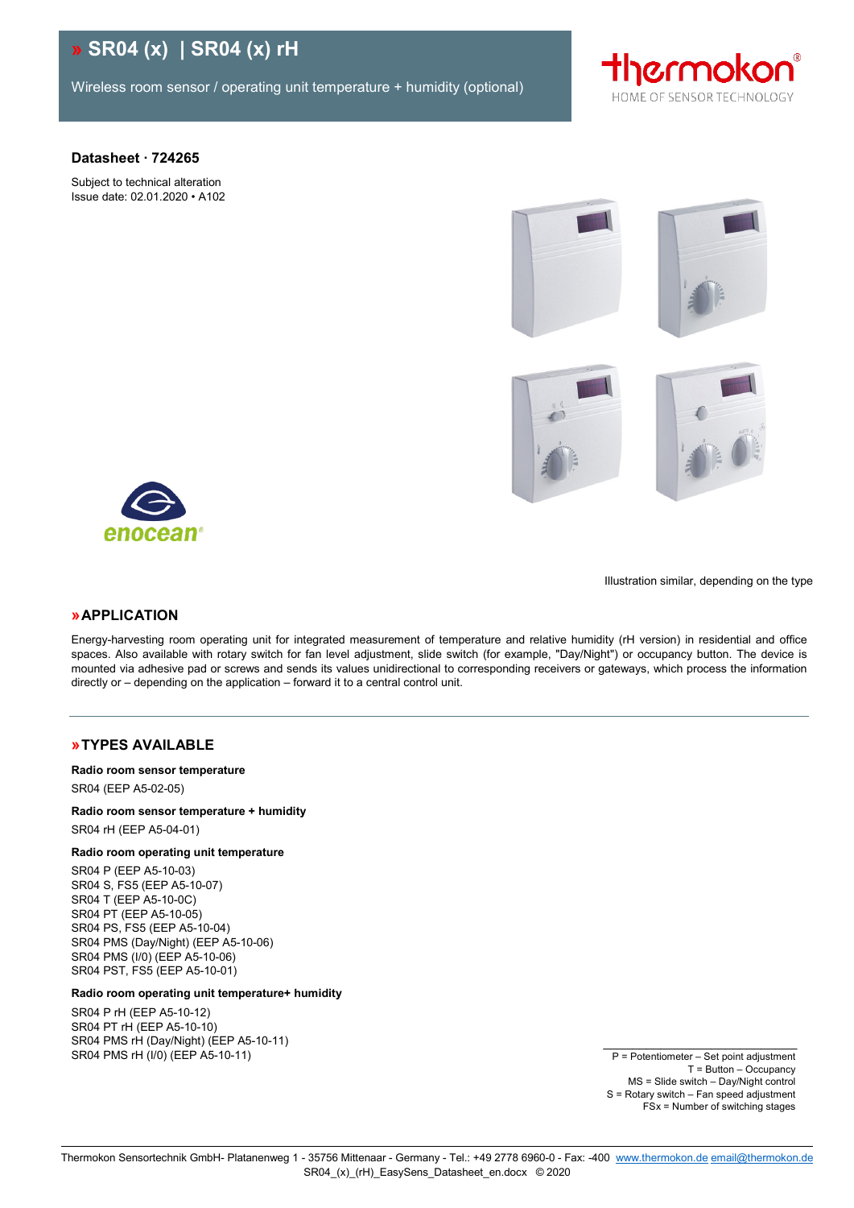# » SR04 (x) | SR04 (x) rH

Wireless room sensor / operating unit temperature + humidity (optional)

thermokon®
HOME OF SENSOR TECHNOLOGY

**Datasheet · 724265**

Subject to technical alteration
Issue date: 02.01.2020 • A102

enocean®

Illustration similar, depending on the type

## » APPLICATION

Energy-harvesting room operating unit for integrated measurement of temperature and relative humidity (rH version) in residential and office spaces. Also available with rotary switch for fan level adjustment, slide switch (for example, "Day/Night") or occupancy button. The device is mounted via adhesive pad or screws and sends its values unidirectional to corresponding receivers or gateways, which process the information directly or – depending on the application – forward it to a central control unit.

## » TYPES AVAILABLE

**Radio room sensor temperature**

SR04 (EEP A5-02-05)

**Radio room sensor temperature + humidity**

SR04 rH (EEP A5-04-01)

**Radio room operating unit temperature**

SR04 P (EEP A5-10-03)
SR04 S, FS5 (EEP A5-10-07)
SR04 T (EEP A5-10-0C)
SR04 PT (EEP A5-10-05)
SR04 PS, FS5 (EEP A5-10-04)
SR04 PMS (Day/Night) (EEP A5-10-06)
SR04 PMS (I/0) (EEP A5-10-06)
SR04 PST, FS5 (EEP A5-10-01)

**Radio room operating unit temperature+ humidity**

SR04 P rH (EEP A5-10-12)
SR04 PT rH (EEP A5-10-10)
SR04 PMS rH (Day/Night) (EEP A5-10-11)
SR04 PMS rH (I/0) (EEP A5-10-11)

P = Potentiometer – Set point adjustment
T = Button – Occupancy
MS = Slide switch – Day/Night control
S = Rotary switch – Fan speed adjustment
FSx = Number of switching stages

Thermokon Sensortechnik GmbH- Platanenweg 1 - 35756 Mittenaar - Germany - Tel.: +49 2778 6960-0 - Fax: -400 www.thermokon.de email@thermokon.de
SR04_(x)_(rH)_EasySens_Datasheet_en.docx © 2020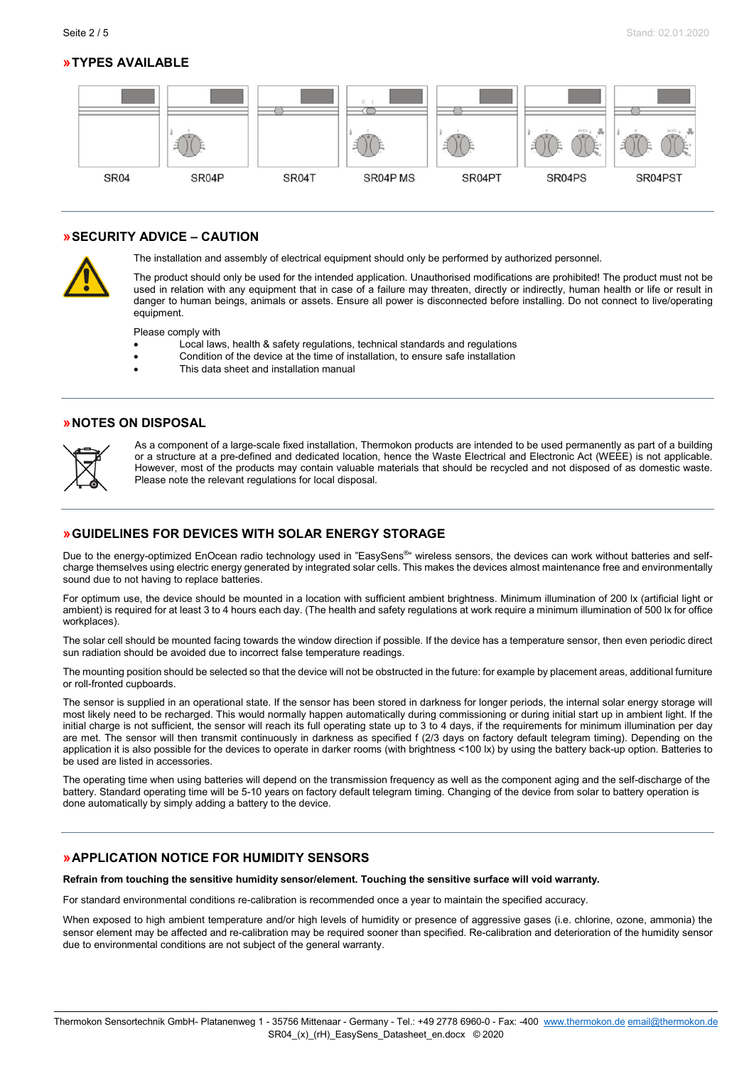## » TYPES AVAILABLE

SR04 SR04P SR04T SR04P MS SR04PT SR04PS SR04PST

## » SECURITY ADVICE – CAUTION

The installation and assembly of electrical equipment should only be performed by authorized personnel.

The product should only be used for the intended application. Unauthorised modifications are prohibited! The product must not be used in relation with any equipment that in case of a failure may threaten, directly or indirectly, human health or life or result in danger to human beings, animals or assets. Ensure all power is disconnected before installing. Do not connect to live/operating equipment.

Please comply with

- Local laws, health & safety regulations, technical standards and regulations
- Condition of the device at the time of installation, to ensure safe installation
- This data sheet and installation manual

## » NOTES ON DISPOSAL

As a component of a large-scale fixed installation, Thermokon products are intended to be used permanently as part of a building or a structure at a pre-defined and dedicated location, hence the Waste Electrical and Electronic Act (WEEE) is not applicable. However, most of the products may contain valuable materials that should be recycled and not disposed of as domestic waste. Please note the relevant regulations for local disposal.

## » GUIDELINES FOR DEVICES WITH SOLAR ENERGY STORAGE

Due to the energy-optimized EnOcean radio technology used in "EasySens®" wireless sensors, the devices can work without batteries and self-charge themselves using electric energy generated by integrated solar cells. This makes the devices almost maintenance free and environmentally sound due to not having to replace batteries.

For optimum use, the device should be mounted in a location with sufficient ambient brightness. Minimum illumination of 200 lx (artificial light or ambient) is required for at least 3 to 4 hours each day. (The health and safety regulations at work require a minimum illumination of 500 lx for office workplaces).

The solar cell should be mounted facing towards the window direction if possible. If the device has a temperature sensor, then even periodic direct sun radiation should be avoided due to incorrect false temperature readings.

The mounting position should be selected so that the device will not be obstructed in the future: for example by placement areas, additional furniture or roll-fronted cupboards.

The sensor is supplied in an operational state. If the sensor has been stored in darkness for longer periods, the internal solar energy storage will most likely need to be recharged. This would normally happen automatically during commissioning or during initial start up in ambient light. If the initial charge is not sufficient, the sensor will reach its full operating state up to 3 to 4 days, if the requirements for minimum illumination per day are met. The sensor will then transmit continuously in darkness as specified f (2/3 days on factory default telegram timing). Depending on the application it is also possible for the devices to operate in darker rooms (with brightness <100 lx) by using the battery back-up option. Batteries to be used are listed in accessories.

The operating time when using batteries will depend on the transmission frequency as well as the component aging and the self-discharge of the battery. Standard operating time will be 5-10 years on factory default telegram timing. Changing of the device from solar to battery operation is done automatically by simply adding a battery to the device.

## » APPLICATION NOTICE FOR HUMIDITY SENSORS

**Refrain from touching the sensitive humidity sensor/element. Touching the sensitive surface will void warranty.**

For standard environmental conditions re-calibration is recommended once a year to maintain the specified accuracy.

When exposed to high ambient temperature and/or high levels of humidity or presence of aggressive gases (i.e. chlorine, ozone, ammonia) the sensor element may be affected and re-calibration may be required sooner than specified. Re-calibration and deterioration of the humidity sensor due to environmental conditions are not subject of the general warranty.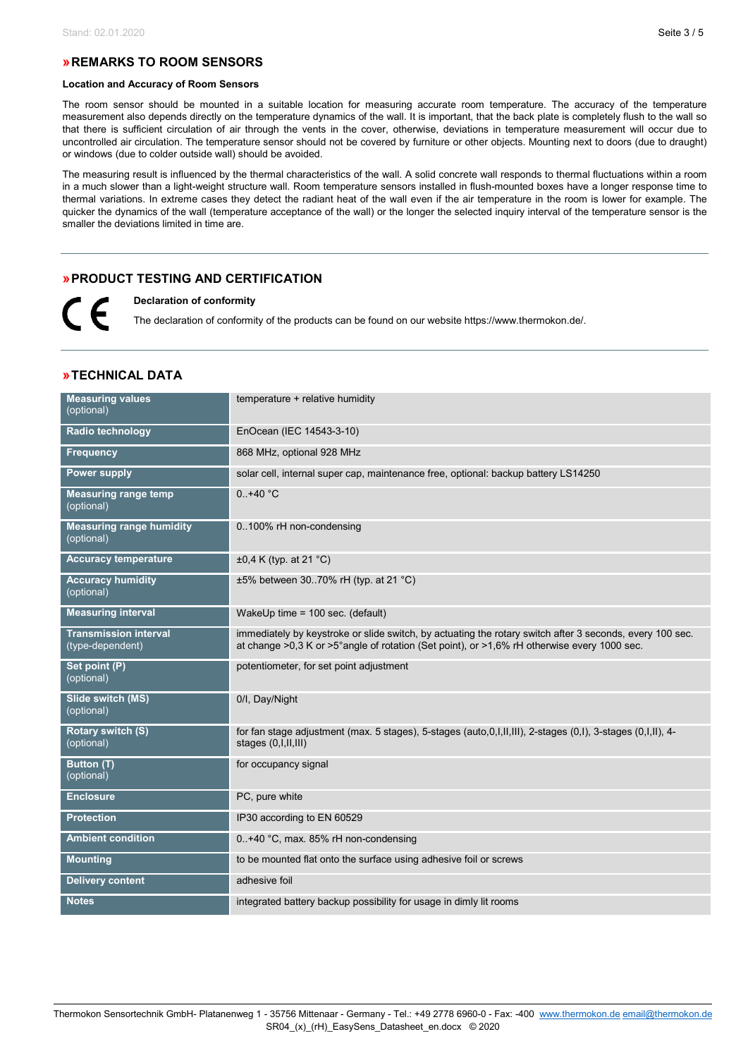## »REMARKS TO ROOM SENSORS

**Location and Accuracy of Room Sensors**

The room sensor should be mounted in a suitable location for measuring accurate room temperature. The accuracy of the temperature measurement also depends directly on the temperature dynamics of the wall. It is important, that the back plate is completely flush to the wall so that there is sufficient circulation of air through the vents in the cover, otherwise, deviations in temperature measurement will occur due to uncontrolled air circulation. The temperature sensor should not be covered by furniture or other objects. Mounting next to doors (due to draught) or windows (due to colder outside wall) should be avoided.

The measuring result is influenced by the thermal characteristics of the wall. A solid concrete wall responds to thermal fluctuations within a room in a much slower than a light-weight structure wall. Room temperature sensors installed in flush-mounted boxes have a longer response time to thermal variations. In extreme cases they detect the radiant heat of the wall even if the air temperature in the room is lower for example. The quicker the dynamics of the wall (temperature acceptance of the wall) or the longer the selected inquiry interval of the temperature sensor is the smaller the deviations limited in time are.

## »PRODUCT TESTING AND CERTIFICATION

CE

**Declaration of conformity**

The declaration of conformity of the products can be found on our website https://www.thermokon.de/.

## »TECHNICAL DATA

| | |
|---|---|
| **Measuring values** (optional) | temperature + relative humidity |
| **Radio technology** | EnOcean (IEC 14543-3-10) |
| **Frequency** | 868 MHz, optional 928 MHz |
| **Power supply** | solar cell, internal super cap, maintenance free, optional: backup battery LS14250 |
| **Measuring range temp** (optional) | 0..+40 °C |
| **Measuring range humidity** (optional) | 0..100% rH non-condensing |
| **Accuracy temperature** | ±0,4 K (typ. at 21 °C) |
| **Accuracy humidity** (optional) | ±5% between 30..70% rH (typ. at 21 °C) |
| **Measuring interval** | WakeUp time = 100 sec. (default) |
| **Transmission interval** (type-dependent) | immediately by keystroke or slide switch, by actuating the rotary switch after 3 seconds, every 100 sec. at change >0,3 K or >5°angle of rotation (Set point), or >1,6% rH otherwise every 1000 sec. |
| **Set point (P)** (optional) | potentiometer, for set point adjustment |
| **Slide switch (MS)** (optional) | 0/I, Day/Night |
| **Rotary switch (S)** (optional) | for fan stage adjustment (max. 5 stages), 5-stages (auto,0,I,II,III), 2-stages (0,I), 3-stages (0,I,II), 4-stages (0,I,II,III) |
| **Button (T)** (optional) | for occupancy signal |
| **Enclosure** | PC, pure white |
| **Protection** | IP30 according to EN 60529 |
| **Ambient condition** | 0..+40 °C, max. 85% rH non-condensing |
| **Mounting** | to be mounted flat onto the surface using adhesive foil or screws |
| **Delivery content** | adhesive foil |
| **Notes** | integrated battery backup possibility for usage in dimly lit rooms |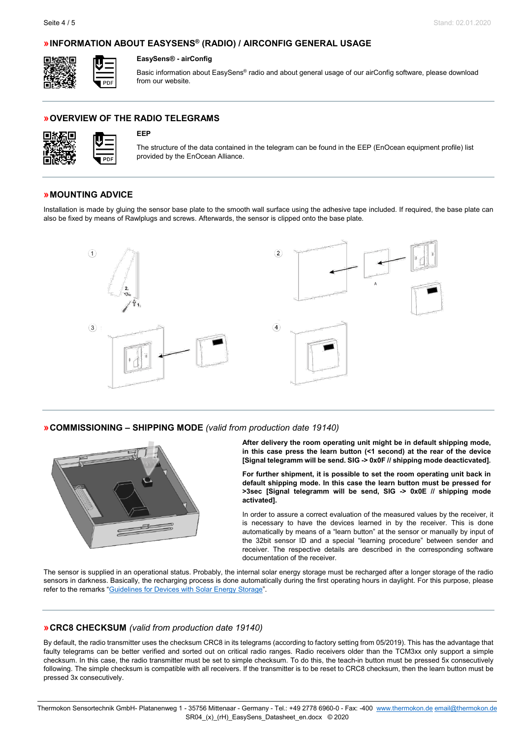## »INFORMATION ABOUT EASYSENS® (RADIO) / AIRCONFIG GENERAL USAGE

**EasySens® - airConfig**

Basic information about EasySens® radio and about general usage of our airConfig software, please download from our website.

## »OVERVIEW OF THE RADIO TELEGRAMS

**EEP**

The structure of the data contained in the telegram can be found in the EEP (EnOcean equipment profile) list provided by the EnOcean Alliance.

## »MOUNTING ADVICE

Installation is made by gluing the sensor base plate to the smooth wall surface using the adhesive tape included. If required, the base plate can also be fixed by means of Rawlplugs and screws. Afterwards, the sensor is clipped onto the base plate.

## »COMMISSIONING – SHIPPING MODE *(valid from production date 19140)*

**After delivery the room operating unit might be in default shipping mode, in this case press the learn button (<1 second) at the rear of the device [Signal telegramm will be send. SIG -> 0x0F // shipping mode deacticvated].**

**For further shipment, it is possible to set the room operating unit back in default shipping mode. In this case the learn button must be pressed for >3sec [Signal telegramm will be send, SIG -> 0x0E // shipping mode activated].**

In order to assure a correct evaluation of the measured values by the receiver, it is necessary to have the devices learned in by the receiver. This is done automatically by means of a "learn button" at the sensor or manually by input of the 32bit sensor ID and a special "learning procedure" between sender and receiver. The respective details are described in the corresponding software documentation of the receiver.

The sensor is supplied in an operational status. Probably, the internal solar energy storage must be recharged after a longer storage of the radio sensors in darkness. Basically, the recharging process is done automatically during the first operating hours in daylight. For this purpose, please refer to the remarks "Guidelines for Devices with Solar Energy Storage".

## »CRC8 CHECKSUM *(valid from production date 19140)*

By default, the radio transmitter uses the checksum CRC8 in its telegrams (according to factory setting from 05/2019). This has the advantage that faulty telegrams can be better verified and sorted out on critical radio ranges. Radio receivers older than the TCM3xx only support a simple checksum. In this case, the radio transmitter must be set to simple checksum. To do this, the teach-in button must be pressed 5x consecutively following. The simple checksum is compatible with all receivers. If the transmitter is to be reset to CRC8 checksum, then the learn button must be pressed 3x consecutively.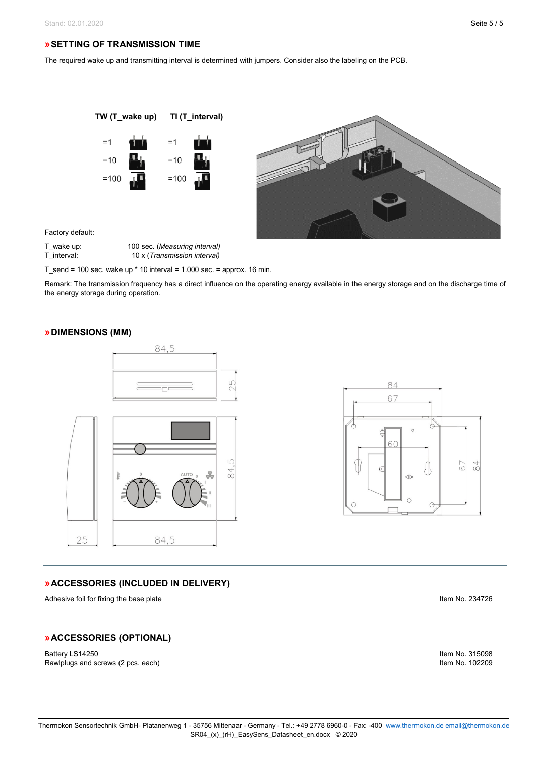## » SETTING OF TRANSMISSION TIME

The required wake up and transmitting interval is determined with jumpers. Consider also the labeling on the PCB.

TW (T_wake up)

=1

=10

=100

TI (T_interval)

=1

=10

=100

Factory default:

| | |
|---|---|
| T_wake up: | 100 sec. (*Measuring interval*) |
| T_interval: | 10 x (*Transmission interval*) |

T_send = 100 sec. wake up * 10 interval = 1.000 sec. = approx. 16 min.

Remark: The transmission frequency has a direct influence on the operating energy available in the energy storage and on the discharge time of the energy storage during operation.

## » DIMENSIONS (MM)

84,5

25

84,5

25

84,5

AUTO

84

67

60

67

84

## » ACCESSORIES (INCLUDED IN DELIVERY)

| | |
|---|---|
| Adhesive foil for fixing the base plate | Item No. 234726 |

## » ACCESSORIES (OPTIONAL)

| | |
|---|---|
| Battery LS14250 | Item No. 315098 |
| Rawlplugs and screws (2 pcs. each) | Item No. 102209 |

Thermokon Sensortechnik GmbH- Platanenweg 1 - 35756 Mittenaar - Germany - Tel.: +49 2778 6960-0 - Fax: -400 www.thermokon.de email@thermokon.de
SR04_(x)_(rH)_EasySens_Datasheet_en.docx © 2020